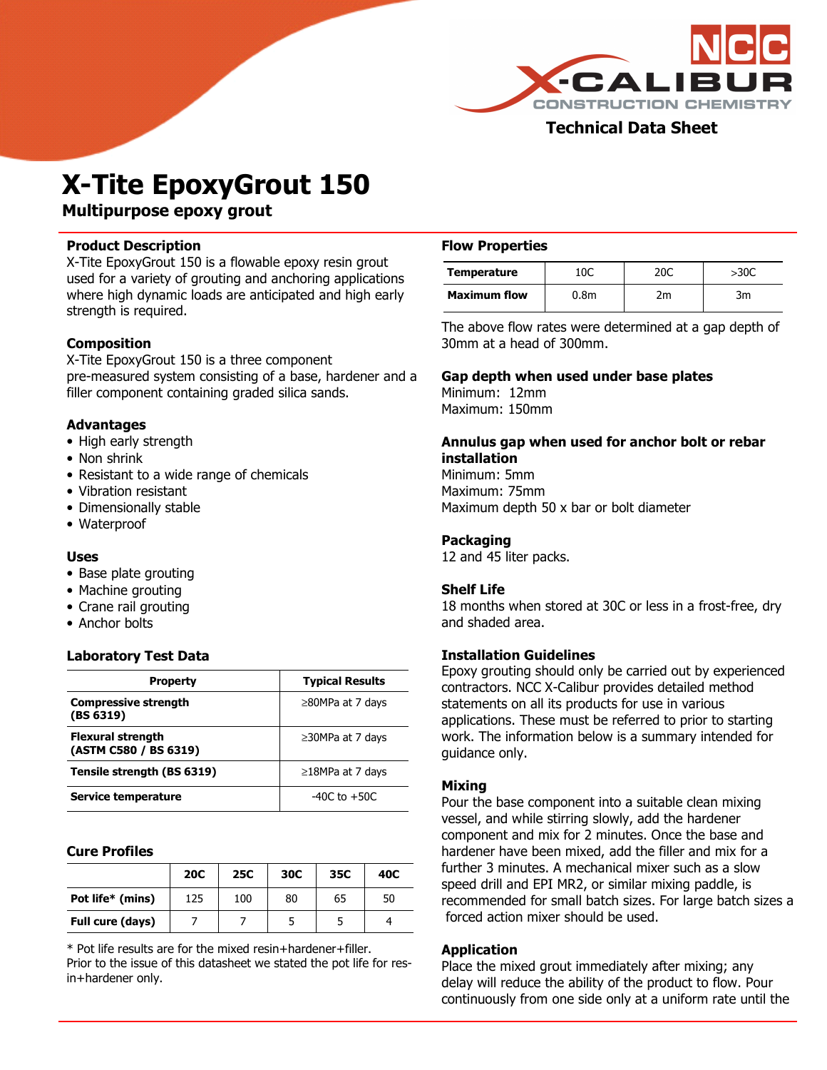Technical Data Sheet

# X-Tite EpoxyGrout 150

## Multipurpose epoxy grout

### Product Description

X-Tite EpoxyGrout 150 is a flowable epoxy resin grout used for a variety of grouting and anchoring applications where high dynamic loads are anticipated and high early strength is required.

### Composition

X-Tite EpoxyGrout 150 is a three component pre-measured system consisting of a base, hardener and a filler component containing graded silica sands.

### Advantages

- High early strength
- Non shrink
- Resistant to a wide range of chemicals
- Vibration resistant
- Dimensionally stable
- Waterproof

### Uses

- Base plate grouting
- Machine grouting
- Crane rail grouting
- Anchor bolts

### Laboratory Test Data

| Property | Typical Results |
|---|---|
| **Compressive strength (BS 6319)** | ≥80MPa at 7 days |
| **Flexural strength (ASTM C580 / BS 6319)** | ≥30MPa at 7 days |
| **Tensile strength (BS 6319)** | ≥18MPa at 7 days |
| **Service temperature** | -40C to +50C |

### Cure Profiles

| | 20C | 25C | 30C | 35C | 40C |
|---|---|---|---|---|---|
| **Pot life* (mins)** | 125 | 100 | 80 | 65 | 50 |
| **Full cure (days)** | 7 | 7 | 5 | 5 | 4 |

* Pot life results are for the mixed resin+hardener+filler. Prior to the issue of this datasheet we stated the pot life for resin+hardener only.

### Flow Properties

| Temperature | 10C | 20C | >30C |
|---|---|---|---|
| **Maximum flow** | 0.8m | 2m | 3m |

The above flow rates were determined at a gap depth of 30mm at a head of 300mm.

### Gap depth when used under base plates

Minimum: 12mm
Maximum: 150mm

### Annulus gap when used for anchor bolt or rebar installation

Minimum: 5mm
Maximum: 75mm
Maximum depth 50 x bar or bolt diameter

### Packaging

12 and 45 liter packs.

### Shelf Life

18 months when stored at 30C or less in a frost-free, dry and shaded area.

### Installation Guidelines

Epoxy grouting should only be carried out by experienced contractors. NCC X-Calibur provides detailed method statements on all its products for use in various applications. These must be referred to prior to starting work. The information below is a summary intended for guidance only.

### Mixing

Pour the base component into a suitable clean mixing vessel, and while stirring slowly, add the hardener component and mix for 2 minutes. Once the base and hardener have been mixed, add the filler and mix for a further 3 minutes. A mechanical mixer such as a slow speed drill and EPI MR2, or similar mixing paddle, is recommended for small batch sizes. For large batch sizes a forced action mixer should be used.

### Application

Place the mixed grout immediately after mixing; any delay will reduce the ability of the product to flow. Pour continuously from one side only at a uniform rate until the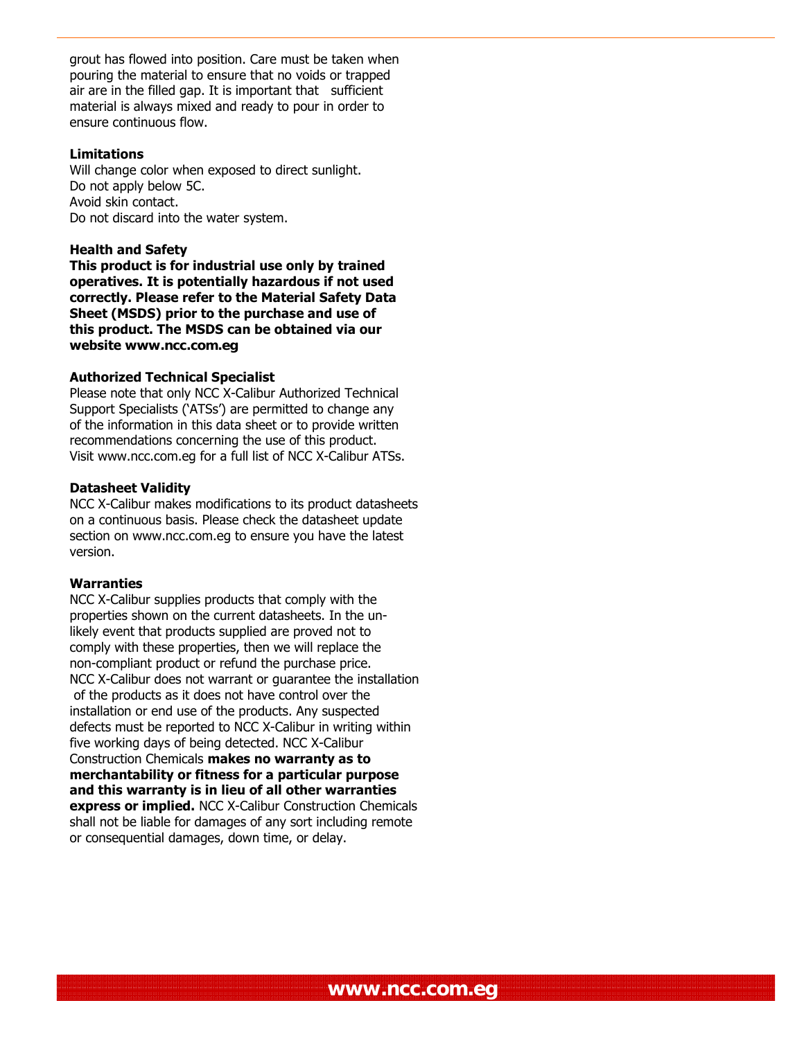grout has flowed into position. Care must be taken when pouring the material to ensure that no voids or trapped air are in the filled gap. It is important that sufficient material is always mixed and ready to pour in order to ensure continuous flow.

**Limitations**

Will change color when exposed to direct sunlight.
Do not apply below 5C.
Avoid skin contact.
Do not discard into the water system.

**Health and Safety**

**This product is for industrial use only by trained operatives. It is potentially hazardous if not used correctly. Please refer to the Material Safety Data Sheet (MSDS) prior to the purchase and use of this product. The MSDS can be obtained via our website www.ncc.com.eg**

**Authorized Technical Specialist**

Please note that only NCC X-Calibur Authorized Technical Support Specialists ('ATSs') are permitted to change any of the information in this data sheet or to provide written recommendations concerning the use of this product. Visit www.ncc.com.eg for a full list of NCC X-Calibur ATSs.

**Datasheet Validity**

NCC X-Calibur makes modifications to its product datasheets on a continuous basis. Please check the datasheet update section on www.ncc.com.eg to ensure you have the latest version.

**Warranties**

NCC X-Calibur supplies products that comply with the properties shown on the current datasheets. In the unlikely event that products supplied are proved not to comply with these properties, then we will replace the non-compliant product or refund the purchase price. NCC X-Calibur does not warrant or guarantee the installation of the products as it does not have control over the installation or end use of the products. Any suspected defects must be reported to NCC X-Calibur in writing within five working days of being detected. NCC X-Calibur Construction Chemicals **makes no warranty as to merchantability or fitness for a particular purpose and this warranty is in lieu of all other warranties express or implied.** NCC X-Calibur Construction Chemicals shall not be liable for damages of any sort including remote or consequential damages, down time, or delay.